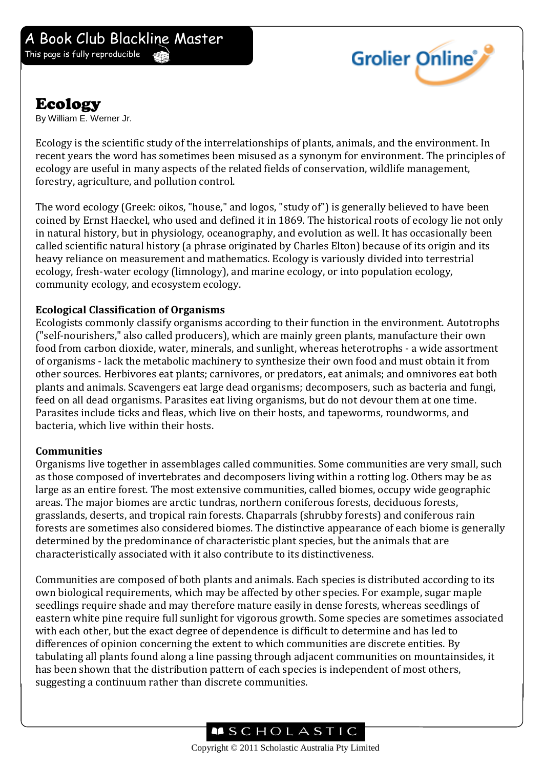# Ecology

By William E. Werner Jr.

Ecology is the scientific study of the interrelationships of plants, animals, and the environment. In recent years the word has sometimes been misused as a synonym for environment. The principles of ecology are useful in many aspects of the related fields of conservation, wildlife management, forestry, agriculture, and pollution control.

The word ecology (Greek: oikos, "house," and logos, "study of") is generally believed to have been coined by Ernst Haeckel, who used and defined it in 1869. The historical roots of ecology lie not only in natural history, but in physiology, oceanography, and evolution as well. It has occasionally been called scientific natural history (a phrase originated by Charles Elton) because of its origin and its heavy reliance on measurement and mathematics. Ecology is variously divided into terrestrial ecology, fresh-water ecology (limnology), and marine ecology, or into population ecology, community ecology, and ecosystem ecology.

### Ecological Classification of Organisms

Ecologists commonly classify organisms according to their function in the environment. Autotrophs ("self-nourishers," also called producers), which are mainly green plants, manufacture their own food from carbon dioxide, water, minerals, and sunlight, whereas heterotrophs - a wide assortment of organisms - lack the metabolic machinery to synthesize their own food and must obtain it from other sources. Herbivores eat plants; carnivores, or predators, eat animals; and omnivores eat both plants and animals. Scavengers eat large dead organisms; decomposers, such as bacteria and fungi, feed on all dead organisms. Parasites eat living organisms, but do not devour them at one time. Parasites include ticks and fleas, which live on their hosts, and tapeworms, roundworms, and bacteria, which live within their hosts.

### Communities

Organisms live together in assemblages called communities. Some communities are very small, such as those composed of invertebrates and decomposers living within a rotting log. Others may be as large as an entire forest. The most extensive communities, called biomes, occupy wide geographic areas. The major biomes are arctic tundras, northern coniferous forests, deciduous forests, grasslands, deserts, and tropical rain forests. Chaparrals (shrubby forests) and coniferous rain forests are sometimes also considered biomes. The distinctive appearance of each biome is generally determined by the predominance of characteristic plant species, but the animals that are characteristically associated with it also contribute to its distinctiveness.

Communities are composed of both plants and animals. Each species is distributed according to its own biological requirements, which may be affected by other species. For example, sugar maple seedlings require shade and may therefore mature easily in dense forests, whereas seedlings of eastern white pine require full sunlight for vigorous growth. Some species are sometimes associated with each other, but the exact degree of dependence is difficult to determine and has led to differences of opinion concerning the extent to which communities are discrete entities. By tabulating all plants found along a line passing through adjacent communities on mountainsides, it has been shown that the distribution pattern of each species is independent of most others, suggesting a continuum rather than discrete communities.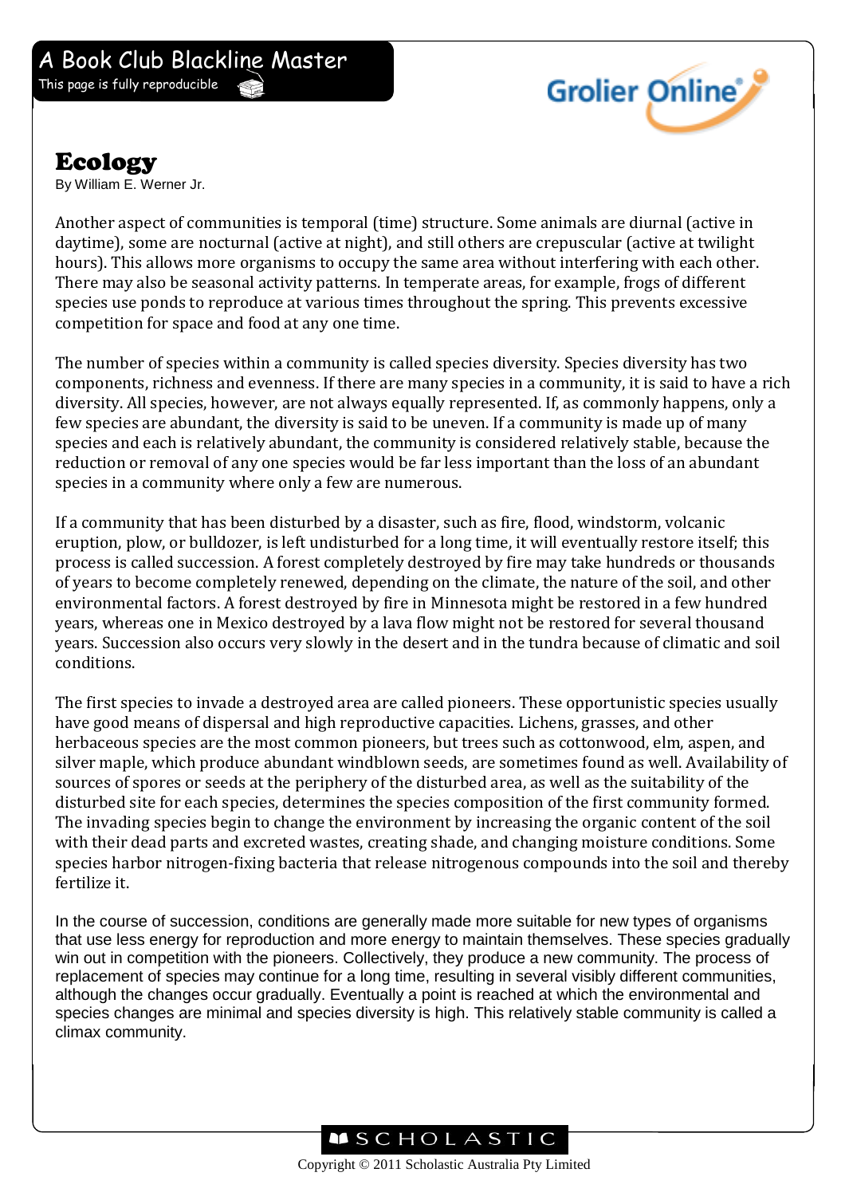# Ecology

By William E. Werner Jr.

Another aspect of communities is temporal (time) structure. Some animals are diurnal (active in daytime), some are nocturnal (active at night), and still others are crepuscular (active at twilight hours). This allows more organisms to occupy the same area without interfering with each other. There may also be seasonal activity patterns. In temperate areas, for example, frogs of different species use ponds to reproduce at various times throughout the spring. This prevents excessive competition for space and food at any one time.

The number of species within a community is called species diversity. Species diversity has two components, richness and evenness. If there are many species in a community, it is said to have a rich diversity. All species, however, are not always equally represented. If, as commonly happens, only a few species are abundant, the diversity is said to be uneven. If a community is made up of many species and each is relatively abundant, the community is considered relatively stable, because the reduction or removal of any one species would be far less important than the loss of an abundant species in a community where only a few are numerous.

If a community that has been disturbed by a disaster, such as fire, flood, windstorm, volcanic eruption, plow, or bulldozer, is left undisturbed for a long time, it will eventually restore itself; this process is called succession. A forest completely destroyed by fire may take hundreds or thousands of years to become completely renewed, depending on the climate, the nature of the soil, and other environmental factors. A forest destroyed by fire in Minnesota might be restored in a few hundred years, whereas one in Mexico destroyed by a lava flow might not be restored for several thousand years. Succession also occurs very slowly in the desert and in the tundra because of climatic and soil conditions.

The first species to invade a destroyed area are called pioneers. These opportunistic species usually have good means of dispersal and high reproductive capacities. Lichens, grasses, and other herbaceous species are the most common pioneers, but trees such as cottonwood, elm, aspen, and silver maple, which produce abundant windblown seeds, are sometimes found as well. Availability of sources of spores or seeds at the periphery of the disturbed area, as well as the suitability of the disturbed site for each species, determines the species composition of the first community formed. The invading species begin to change the environment by increasing the organic content of the soil with their dead parts and excreted wastes, creating shade, and changing moisture conditions. Some species harbor nitrogen-fixing bacteria that release nitrogenous compounds into the soil and thereby fertilize it.

In the course of succession, conditions are generally made more suitable for new types of organisms that use less energy for reproduction and more energy to maintain themselves. These species gradually win out in competition with the pioneers. Collectively, they produce a new community. The process of replacement of species may continue for a long time, resulting in several visibly different communities, although the changes occur gradually. Eventually a point is reached at which the environmental and species changes are minimal and species diversity is high. This relatively stable community is called a climax community.